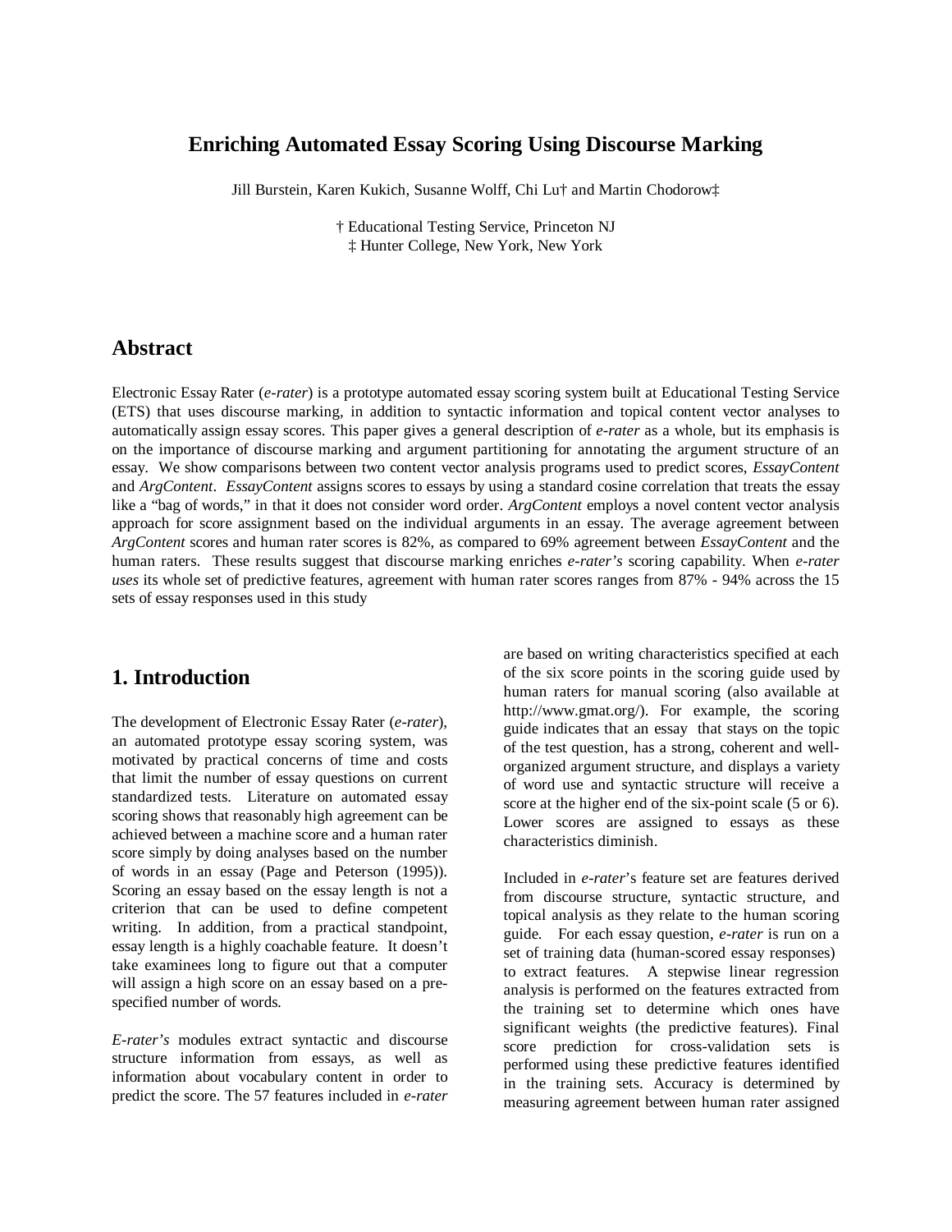# Enriching Automated Essay Scoring Using Discourse Marking

Jill Burstein, Karen Kukich, Susanne Wolff, Chi Lu† and Martin Chodorow‡

† Educational Testing Service, Princeton NJ
‡ Hunter College, New York, New York

## Abstract

Electronic Essay Rater (*e-rater*) is a prototype automated essay scoring system built at Educational Testing Service (ETS) that uses discourse marking, in addition to syntactic information and topical content vector analyses to automatically assign essay scores. This paper gives a general description of *e-rater* as a whole, but its emphasis is on the importance of discourse marking and argument partitioning for annotating the argument structure of an essay. We show comparisons between two content vector analysis programs used to predict scores, *EssayContent* and *ArgContent*. *EssayContent* assigns scores to essays by using a standard cosine correlation that treats the essay like a "bag of words," in that it does not consider word order. *ArgContent* employs a novel content vector analysis approach for score assignment based on the individual arguments in an essay. The average agreement between *ArgContent* scores and human rater scores is 82%, as compared to 69% agreement between *EssayContent* and the human raters. These results suggest that discourse marking enriches *e-rater's* scoring capability. When *e-rater uses* its whole set of predictive features, agreement with human rater scores ranges from 87% - 94% across the 15 sets of essay responses used in this study

## 1. Introduction

The development of Electronic Essay Rater (*e-rater*), an automated prototype essay scoring system, was motivated by practical concerns of time and costs that limit the number of essay questions on current standardized tests. Literature on automated essay scoring shows that reasonably high agreement can be achieved between a machine score and a human rater score simply by doing analyses based on the number of words in an essay (Page and Peterson (1995)). Scoring an essay based on the essay length is not a criterion that can be used to define competent writing. In addition, from a practical standpoint, essay length is a highly coachable feature. It doesn't take examinees long to figure out that a computer will assign a high score on an essay based on a pre-specified number of words.

*E-rater's* modules extract syntactic and discourse structure information from essays, as well as information about vocabulary content in order to predict the score. The 57 features included in *e-rater* are based on writing characteristics specified at each of the six score points in the scoring guide used by human raters for manual scoring (also available at http://www.gmat.org/). For example, the scoring guide indicates that an essay that stays on the topic of the test question, has a strong, coherent and well-organized argument structure, and displays a variety of word use and syntactic structure will receive a score at the higher end of the six-point scale (5 or 6). Lower scores are assigned to essays as these characteristics diminish.

Included in *e-rater*'s feature set are features derived from discourse structure, syntactic structure, and topical analysis as they relate to the human scoring guide. For each essay question, *e-rater* is run on a set of training data (human-scored essay responses) to extract features. A stepwise linear regression analysis is performed on the features extracted from the training set to determine which ones have significant weights (the predictive features). Final score prediction for cross-validation sets is performed using these predictive features identified in the training sets. Accuracy is determined by measuring agreement between human rater assigned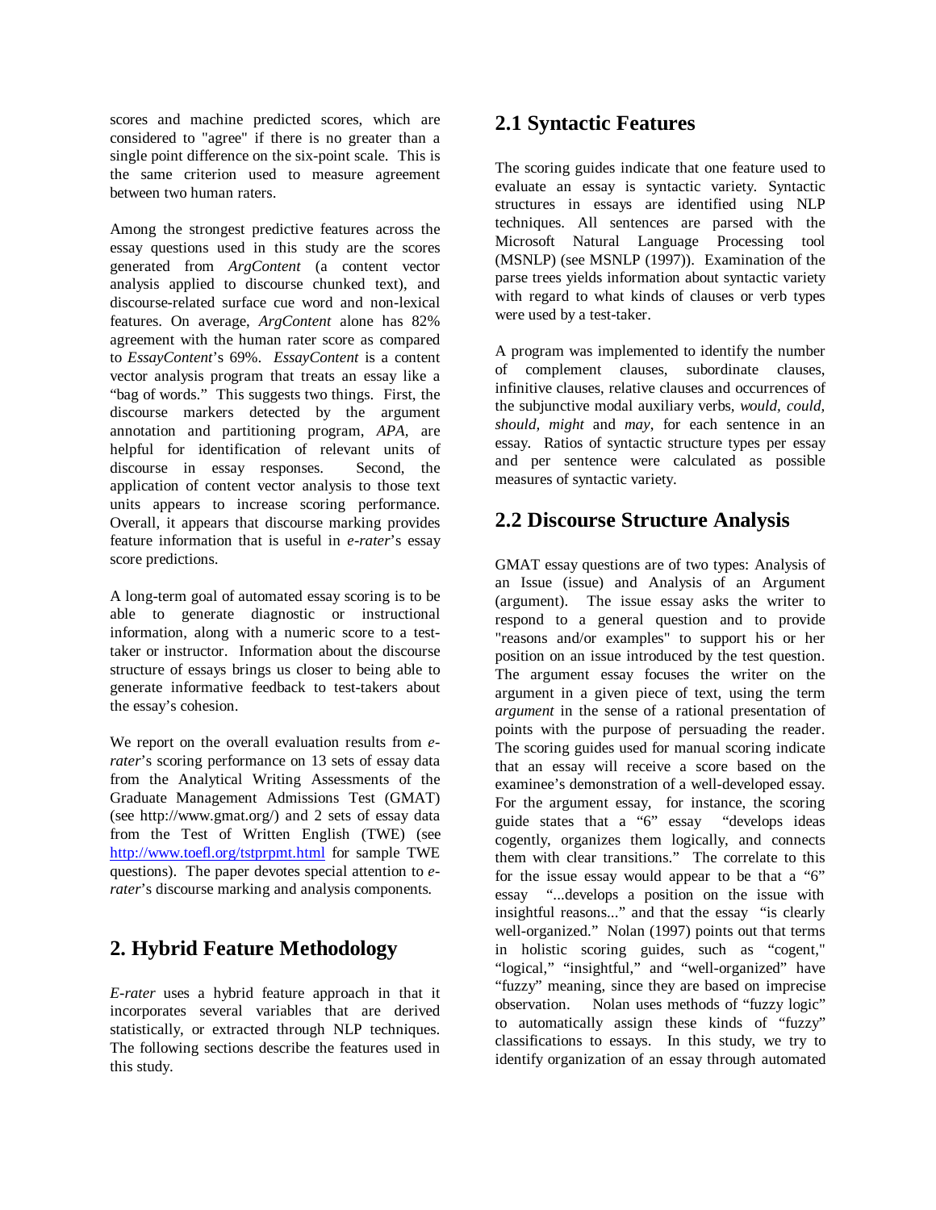scores and machine predicted scores, which are considered to "agree" if there is no greater than a single point difference on the six-point scale. This is the same criterion used to measure agreement between two human raters.

Among the strongest predictive features across the essay questions used in this study are the scores generated from *ArgContent* (a content vector analysis applied to discourse chunked text), and discourse-related surface cue word and non-lexical features. On average, *ArgContent* alone has 82% agreement with the human rater score as compared to *EssayContent*'s 69%. *EssayContent* is a content vector analysis program that treats an essay like a "bag of words." This suggests two things. First, the discourse markers detected by the argument annotation and partitioning program, *APA*, are helpful for identification of relevant units of discourse in essay responses. Second, the application of content vector analysis to those text units appears to increase scoring performance. Overall, it appears that discourse marking provides feature information that is useful in *e-rater*'s essay score predictions.

A long-term goal of automated essay scoring is to be able to generate diagnostic or instructional information, along with a numeric score to a test-taker or instructor. Information about the discourse structure of essays brings us closer to being able to generate informative feedback to test-takers about the essay's cohesion.

We report on the overall evaluation results from *e-rater*'s scoring performance on 13 sets of essay data from the Analytical Writing Assessments of the Graduate Management Admissions Test (GMAT) (see http://www.gmat.org/) and 2 sets of essay data from the Test of Written English (TWE) (see http://www.toefl.org/tstprpmt.html for sample TWE questions). The paper devotes special attention to *e-rater*'s discourse marking and analysis components.

## 2. Hybrid Feature Methodology

*E-rater* uses a hybrid feature approach in that it incorporates several variables that are derived statistically, or extracted through NLP techniques. The following sections describe the features used in this study.

### 2.1 Syntactic Features

The scoring guides indicate that one feature used to evaluate an essay is syntactic variety. Syntactic structures in essays are identified using NLP techniques. All sentences are parsed with the Microsoft Natural Language Processing tool (MSNLP) (see MSNLP (1997)). Examination of the parse trees yields information about syntactic variety with regard to what kinds of clauses or verb types were used by a test-taker.

A program was implemented to identify the number of complement clauses, subordinate clauses, infinitive clauses, relative clauses and occurrences of the subjunctive modal auxiliary verbs, *would, could, should, might* and *may*, for each sentence in an essay. Ratios of syntactic structure types per essay and per sentence were calculated as possible measures of syntactic variety.

### 2.2 Discourse Structure Analysis

GMAT essay questions are of two types: Analysis of an Issue (issue) and Analysis of an Argument (argument). The issue essay asks the writer to respond to a general question and to provide "reasons and/or examples" to support his or her position on an issue introduced by the test question. The argument essay focuses the writer on the argument in a given piece of text, using the term *argument* in the sense of a rational presentation of points with the purpose of persuading the reader. The scoring guides used for manual scoring indicate that an essay will receive a score based on the examinee's demonstration of a well-developed essay. For the argument essay, for instance, the scoring guide states that a "6" essay "develops ideas cogently, organizes them logically, and connects them with clear transitions." The correlate to this for the issue essay would appear to be that a "6" essay "...develops a position on the issue with insightful reasons..." and that the essay "is clearly well-organized." Nolan (1997) points out that terms in holistic scoring guides, such as "cogent," "logical," "insightful," and "well-organized" have "fuzzy" meaning, since they are based on imprecise observation. Nolan uses methods of "fuzzy logic" to automatically assign these kinds of "fuzzy" classifications to essays. In this study, we try to identify organization of an essay through automated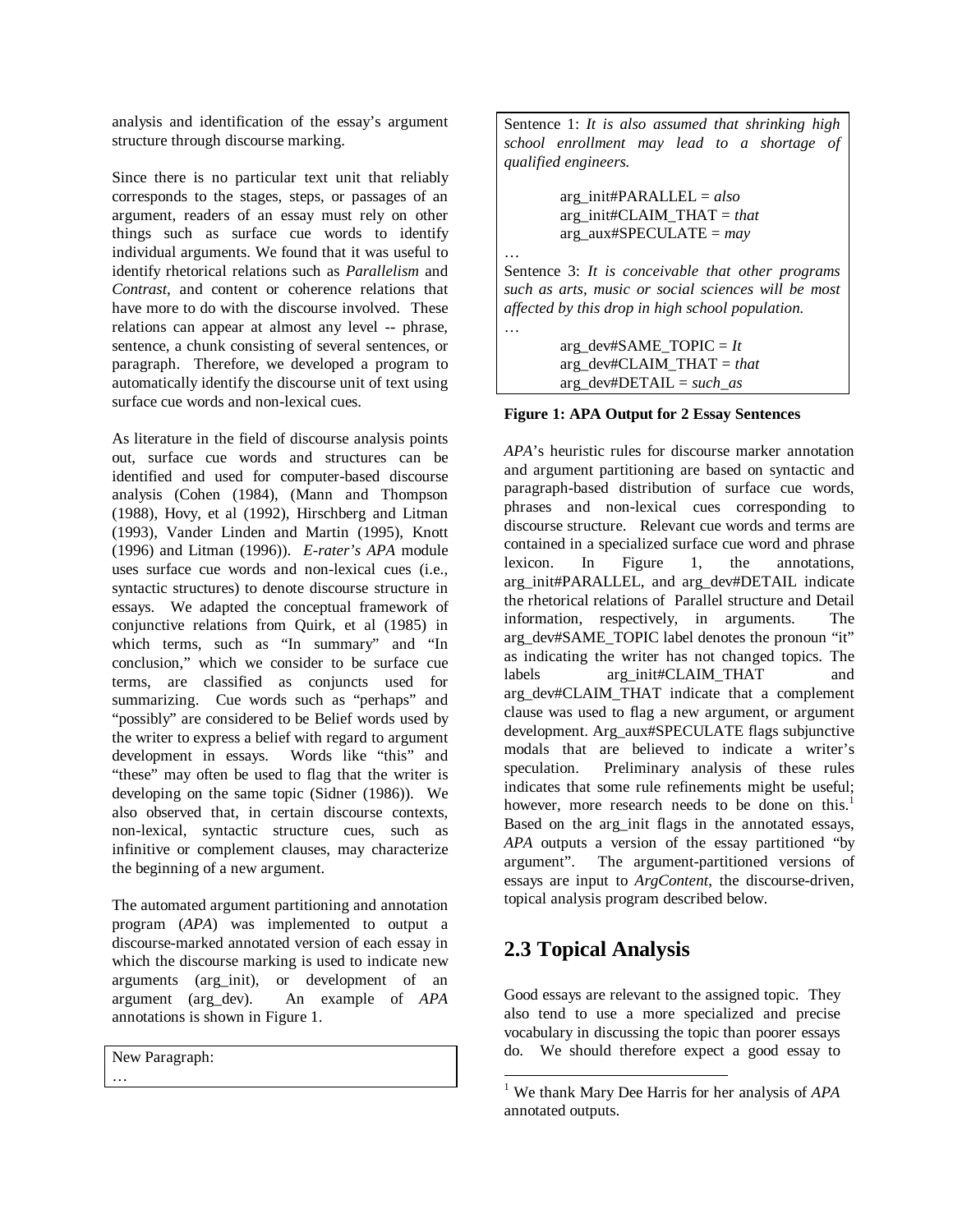analysis and identification of the essay's argument structure through discourse marking.

Since there is no particular text unit that reliably corresponds to the stages, steps, or passages of an argument, readers of an essay must rely on other things such as surface cue words to identify individual arguments. We found that it was useful to identify rhetorical relations such as *Parallelism* and *Contrast*, and content or coherence relations that have more to do with the discourse involved. These relations can appear at almost any level -- phrase, sentence, a chunk consisting of several sentences, or paragraph. Therefore, we developed a program to automatically identify the discourse unit of text using surface cue words and non-lexical cues.

As literature in the field of discourse analysis points out, surface cue words and structures can be identified and used for computer-based discourse analysis (Cohen (1984), (Mann and Thompson (1988), Hovy, et al (1992), Hirschberg and Litman (1993), Vander Linden and Martin (1995), Knott (1996) and Litman (1996)). *E-rater's APA* module uses surface cue words and non-lexical cues (i.e., syntactic structures) to denote discourse structure in essays. We adapted the conceptual framework of conjunctive relations from Quirk, et al (1985) in which terms, such as "In summary" and "In conclusion," which we consider to be surface cue terms, are classified as conjuncts used for summarizing. Cue words such as "perhaps" and "possibly" are considered to be Belief words used by the writer to express a belief with regard to argument development in essays. Words like "this" and "these" may often be used to flag that the writer is developing on the same topic (Sidner (1986)). We also observed that, in certain discourse contexts, non-lexical, syntactic structure cues, such as infinitive or complement clauses, may characterize the beginning of a new argument.

The automated argument partitioning and annotation program (*APA*) was implemented to output a discourse-marked annotated version of each essay in which the discourse marking is used to indicate new arguments (arg_init), or development of an argument (arg_dev). An example of *APA* annotations is shown in Figure 1.

New Paragraph:
…

Sentence 1: *It is also assumed that shrinking high school enrollment may lead to a shortage of qualified engineers.*

arg_init#PARALLEL = *also*
arg_init#CLAIM_THAT = *that*
arg_aux#SPECULATE = *may*

…

Sentence 3: *It is conceivable that other programs such as arts, music or social sciences will be most affected by this drop in high school population.*

…

arg_dev#SAME_TOPIC = *It*
arg_dev#CLAIM_THAT = *that*
arg_dev#DETAIL = *such_as*

**Figure 1: APA Output for 2 Essay Sentences**

*APA*'s heuristic rules for discourse marker annotation and argument partitioning are based on syntactic and paragraph-based distribution of surface cue words, phrases and non-lexical cues corresponding to discourse structure. Relevant cue words and terms are contained in a specialized surface cue word and phrase lexicon. In Figure 1, the annotations, arg_init#PARALLEL, and arg_dev#DETAIL indicate the rhetorical relations of Parallel structure and Detail information, respectively, in arguments. The arg_dev#SAME_TOPIC label denotes the pronoun "it" as indicating the writer has not changed topics. The labels arg_init#CLAIM_THAT and arg_dev#CLAIM_THAT indicate that a complement clause was used to flag a new argument, or argument development. Arg_aux#SPECULATE flags subjunctive modals that are believed to indicate a writer's speculation. Preliminary analysis of these rules indicates that some rule refinements might be useful; however, more research needs to be done on this.[1] Based on the arg_init flags in the annotated essays, *APA* outputs a version of the essay partitioned "by argument". The argument-partitioned versions of essays are input to *ArgContent*, the discourse-driven, topical analysis program described below.

## 2.3 Topical Analysis

Good essays are relevant to the assigned topic. They also tend to use a more specialized and precise vocabulary in discussing the topic than poorer essays do. We should therefore expect a good essay to

[1] We thank Mary Dee Harris for her analysis of *APA* annotated outputs.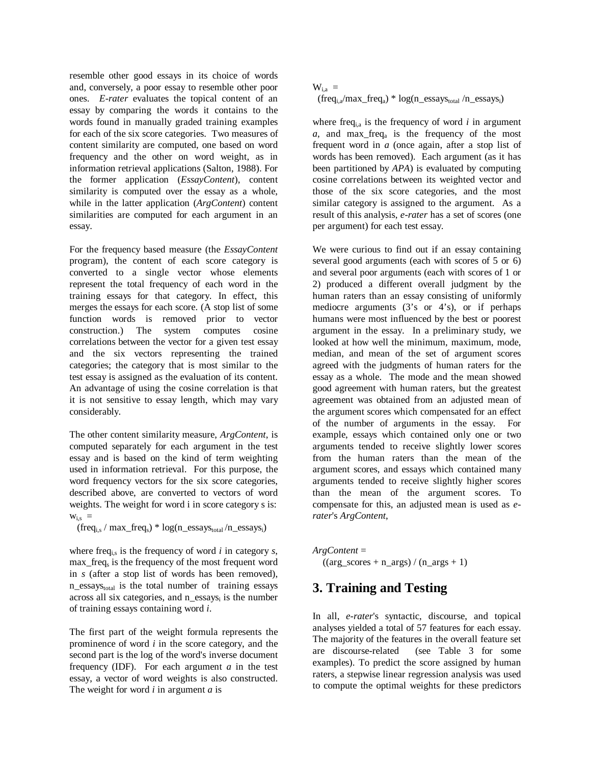resemble other good essays in its choice of words and, conversely, a poor essay to resemble other poor ones. *E-rater* evaluates the topical content of an essay by comparing the words it contains to the words found in manually graded training examples for each of the six score categories. Two measures of content similarity are computed, one based on word frequency and the other on word weight, as in information retrieval applications (Salton, 1988). For the former application (*EssayContent*), content similarity is computed over the essay as a whole, while in the latter application (*ArgContent*) content similarities are computed for each argument in an essay.

For the frequency based measure (the *EssayContent* program), the content of each score category is converted to a single vector whose elements represent the total frequency of each word in the training essays for that category. In effect, this merges the essays for each score. (A stop list of some function words is removed prior to vector construction.) The system computes cosine correlations between the vector for a given test essay and the six vectors representing the trained categories; the category that is most similar to the test essay is assigned as the evaluation of its content. An advantage of using the cosine correlation is that it is not sensitive to essay length, which may vary considerably.

The other content similarity measure, *ArgContent*, is computed separately for each argument in the test essay and is based on the kind of term weighting used in information retrieval. For this purpose, the word frequency vectors for the six score categories, described above, are converted to vectors of word weights. The weight for word i in score category s is:

$$w_{i,s} = (freq_{i,s} / max\_freq_s) * \log(n\_essays_{total} / n\_essays_i)$$

where $freq_{i,s}$ is the frequency of word *i* in category *s*, $max\_freq_s$ is the frequency of the most frequent word in *s* (after a stop list of words has been removed), $n\_essays_{total}$ is the total number of training essays across all six categories, and $n\_essays_i$ is the number of training essays containing word *i*.

The first part of the weight formula represents the prominence of word *i* in the score category, and the second part is the log of the word's inverse document frequency (IDF). For each argument *a* in the test essay, a vector of word weights is also constructed. The weight for word *i* in argument *a* is

$$W_{i,a} = (freq_{i,a}/max\_freq_a) * \log(n\_essays_{total} / n\_essays_i)$$

where $freq_{i,a}$ is the frequency of word *i* in argument *a*, and $max\_freq_a$ is the frequency of the most frequent word in *a* (once again, after a stop list of words has been removed). Each argument (as it has been partitioned by *APA*) is evaluated by computing cosine correlations between its weighted vector and those of the six score categories, and the most similar category is assigned to the argument. As a result of this analysis, *e-rater* has a set of scores (one per argument) for each test essay.

We were curious to find out if an essay containing several good arguments (each with scores of 5 or 6) and several poor arguments (each with scores of 1 or 2) produced a different overall judgment by the human raters than an essay consisting of uniformly mediocre arguments (3's or 4's), or if perhaps humans were most influenced by the best or poorest argument in the essay. In a preliminary study, we looked at how well the minimum, maximum, mode, median, and mean of the set of argument scores agreed with the judgments of human raters for the essay as a whole. The mode and the mean showed good agreement with human raters, but the greatest agreement was obtained from an adjusted mean of the argument scores which compensated for an effect of the number of arguments in the essay. For example, essays which contained only one or two arguments tended to receive slightly lower scores from the human raters than the mean of the argument scores, and essays which contained many arguments tended to receive slightly higher scores than the mean of the argument scores. To compensate for this, an adjusted mean is used as *e-rater*'s *ArgContent*,

$$ArgContent = ((arg\_scores + n\_args) / (n\_args + 1)$$

## 3. Training and Testing

In all, *e-rater*'s syntactic, discourse, and topical analyses yielded a total of 57 features for each essay. The majority of the features in the overall feature set are discourse-related (see Table 3 for some examples). To predict the score assigned by human raters, a stepwise linear regression analysis was used to compute the optimal weights for these predictors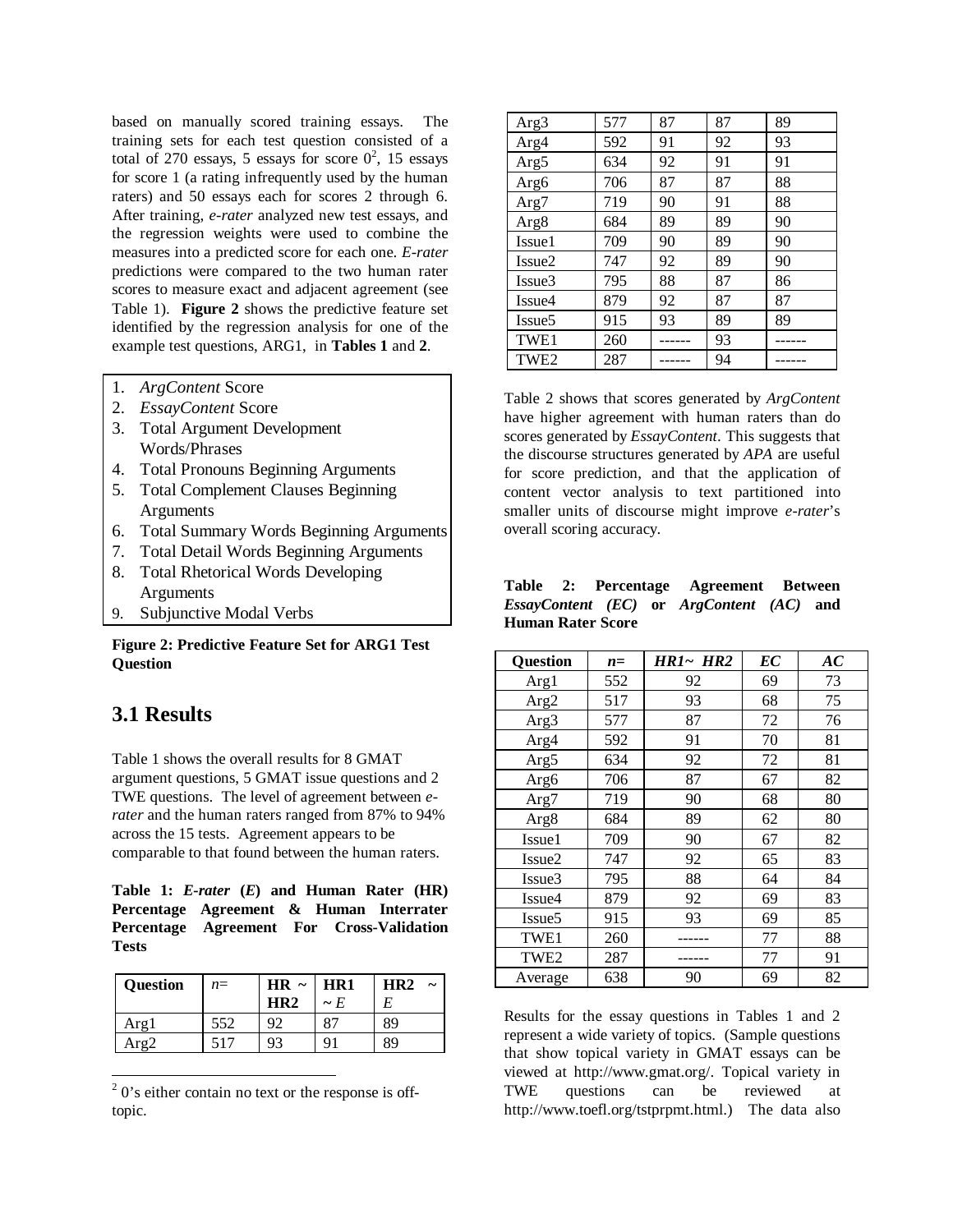based on manually scored training essays. The training sets for each test question consisted of a total of 270 essays, 5 essays for score 0[2], 15 essays for score 1 (a rating infrequently used by the human raters) and 50 essays each for scores 2 through 6. After training, *e-rater* analyzed new test essays, and the regression weights were used to combine the measures into a predicted score for each one. *E-rater* predictions were compared to the two human rater scores to measure exact and adjacent agreement (see Table 1). **Figure 2** shows the predictive feature set identified by the regression analysis for one of the example test questions, ARG1, in **Tables 1** and **2**.

1. *ArgContent* Score
2. *EssayContent* Score
3. Total Argument Development Words/Phrases
4. Total Pronouns Beginning Arguments
5. Total Complement Clauses Beginning Arguments
6. Total Summary Words Beginning Arguments
7. Total Detail Words Beginning Arguments
8. Total Rhetorical Words Developing Arguments
9. Subjunctive Modal Verbs

**Figure 2: Predictive Feature Set for ARG1 Test Question**

## 3.1 Results

Table 1 shows the overall results for 8 GMAT argument questions, 5 GMAT issue questions and 2 TWE questions. The level of agreement between *e-rater* and the human raters ranged from 87% to 94% across the 15 tests. Agreement appears to be comparable to that found between the human raters.

**Table 1: *E-rater* (*E*) and Human Rater (HR) Percentage Agreement & Human Interrater Percentage Agreement For Cross-Validation Tests**

| Question | *n*= | HR ~ HR2 | HR1 ~ *E* | HR2 ~ *E* |
|---|---|---|---|---|
| Arg1 | 552 | 92 | 87 | 89 |
| Arg2 | 517 | 93 | 91 | 89 |
| Arg3 | 577 | 87 | 87 | 89 |
| Arg4 | 592 | 91 | 92 | 93 |
| Arg5 | 634 | 92 | 91 | 91 |
| Arg6 | 706 | 87 | 87 | 88 |
| Arg7 | 719 | 90 | 91 | 88 |
| Arg8 | 684 | 89 | 89 | 90 |
| Issue1 | 709 | 90 | 89 | 90 |
| Issue2 | 747 | 92 | 89 | 90 |
| Issue3 | 795 | 88 | 87 | 86 |
| Issue4 | 879 | 92 | 87 | 87 |
| Issue5 | 915 | 93 | 89 | 89 |
| TWE1 | 260 | ------ | 93 | ------ |
| TWE2 | 287 | ------ | 94 | ------ |

Table 2 shows that scores generated by *ArgContent* have higher agreement with human raters than do scores generated by *EssayContent*. This suggests that the discourse structures generated by *APA* are useful for score prediction, and that the application of content vector analysis to text partitioned into smaller units of discourse might improve *e-rater*'s overall scoring accuracy.

**Table 2: Percentage Agreement Between *EssayContent (EC)* or *ArgContent (AC)* and Human Rater Score**

| Question | *n*= | *HR1~ HR2* | *EC* | *AC* |
|---|---|---|---|---|
| Arg1 | 552 | 92 | 69 | 73 |
| Arg2 | 517 | 93 | 68 | 75 |
| Arg3 | 577 | 87 | 72 | 76 |
| Arg4 | 592 | 91 | 70 | 81 |
| Arg5 | 634 | 92 | 72 | 81 |
| Arg6 | 706 | 87 | 67 | 82 |
| Arg7 | 719 | 90 | 68 | 80 |
| Arg8 | 684 | 89 | 62 | 80 |
| Issue1 | 709 | 90 | 67 | 82 |
| Issue2 | 747 | 92 | 65 | 83 |
| Issue3 | 795 | 88 | 64 | 84 |
| Issue4 | 879 | 92 | 69 | 83 |
| Issue5 | 915 | 93 | 69 | 85 |
| TWE1 | 260 | ------ | 77 | 88 |
| TWE2 | 287 | ------ | 77 | 91 |
| Average | 638 | 90 | 69 | 82 |

Results for the essay questions in Tables 1 and 2 represent a wide variety of topics. (Sample questions that show topical variety in GMAT essays can be viewed at http://www.gmat.org/. Topical variety in TWE questions can be reviewed at http://www.toefl.org/tstprpmt.html.) The data also

[2] 0's either contain no text or the response is off-topic.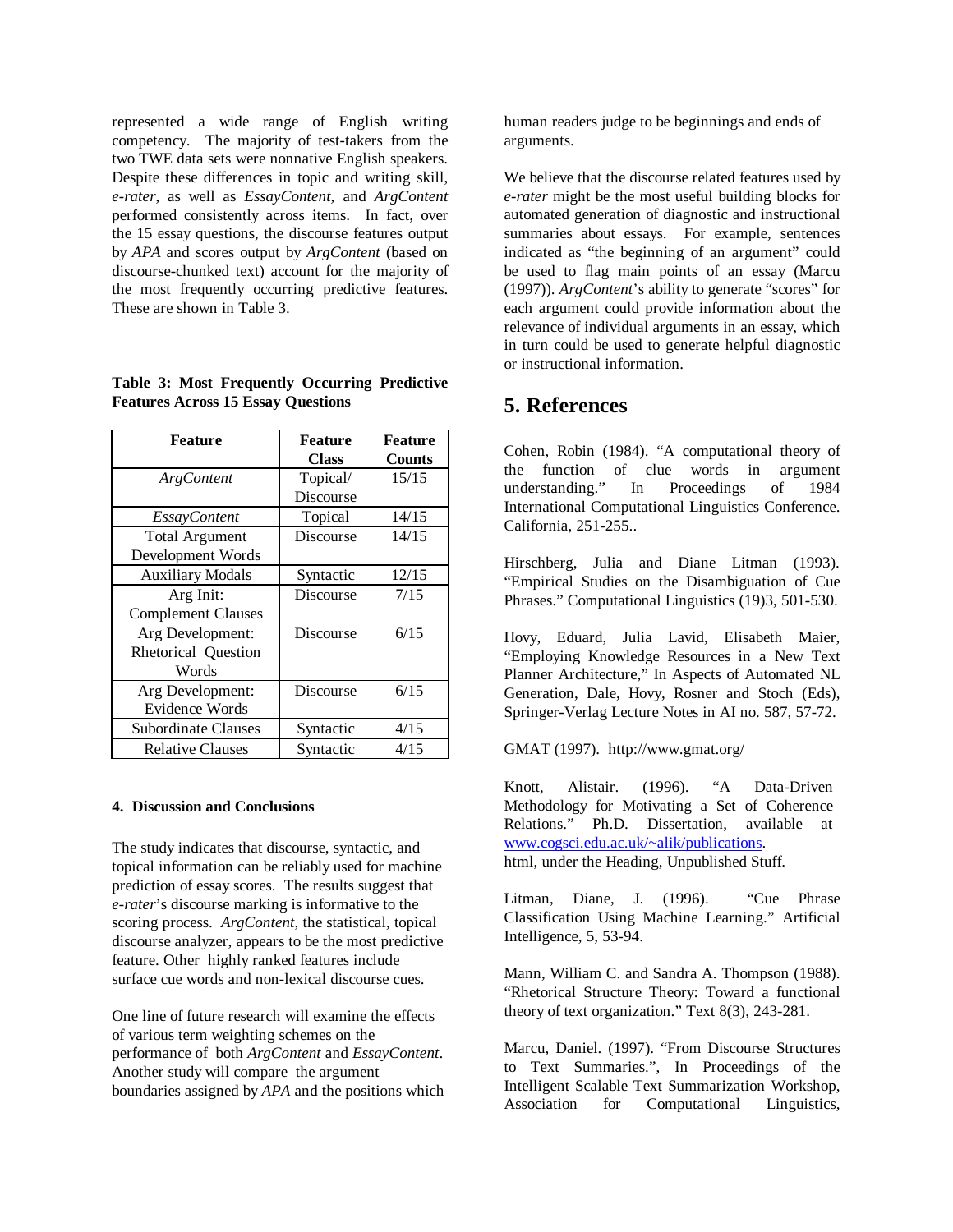represented a wide range of English writing competency. The majority of test-takers from the two TWE data sets were nonnative English speakers. Despite these differences in topic and writing skill, *e-rater*, as well as *EssayContent*, and *ArgContent* performed consistently across items. In fact, over the 15 essay questions, the discourse features output by *APA* and scores output by *ArgContent* (based on discourse-chunked text) account for the majority of the most frequently occurring predictive features. These are shown in Table 3.

**Table 3: Most Frequently Occurring Predictive Features Across 15 Essay Questions**

| Feature | Feature Class | Feature Counts |
|---|---|---|
| *ArgContent* | Topical/ Discourse | 15/15 |
| *EssayContent* | Topical | 14/15 |
| Total Argument Development Words | Discourse | 14/15 |
| Auxiliary Modals | Syntactic | 12/15 |
| Arg Init: Complement Clauses | Discourse | 7/15 |
| Arg Development: Rhetorical Question Words | Discourse | 6/15 |
| Arg Development: Evidence Words | Discourse | 6/15 |
| Subordinate Clauses | Syntactic | 4/15 |
| Relative Clauses | Syntactic | 4/15 |

#### 4. Discussion and Conclusions

The study indicates that discourse, syntactic, and topical information can be reliably used for machine prediction of essay scores. The results suggest that *e-rater*'s discourse marking is informative to the scoring process. *ArgContent*, the statistical, topical discourse analyzer, appears to be the most predictive feature. Other highly ranked features include surface cue words and non-lexical discourse cues.

One line of future research will examine the effects of various term weighting schemes on the performance of both *ArgContent* and *EssayContent*. Another study will compare the argument boundaries assigned by *APA* and the positions which human readers judge to be beginnings and ends of arguments.

We believe that the discourse related features used by *e-rater* might be the most useful building blocks for automated generation of diagnostic and instructional summaries about essays. For example, sentences indicated as "the beginning of an argument" could be used to flag main points of an essay (Marcu (1997)). *ArgContent*'s ability to generate "scores" for each argument could provide information about the relevance of individual arguments in an essay, which in turn could be used to generate helpful diagnostic or instructional information.

## 5. References

Cohen, Robin (1984). "A computational theory of the function of clue words in argument understanding." In Proceedings of 1984 International Computational Linguistics Conference. California, 251-255..

Hirschberg, Julia and Diane Litman (1993). "Empirical Studies on the Disambiguation of Cue Phrases." Computational Linguistics (19)3, 501-530.

Hovy, Eduard, Julia Lavid, Elisabeth Maier, "Employing Knowledge Resources in a New Text Planner Architecture," In Aspects of Automated NL Generation, Dale, Hovy, Rosner and Stoch (Eds), Springer-Verlag Lecture Notes in AI no. 587, 57-72.

GMAT (1997). http://www.gmat.org/

Knott, Alistair. (1996). "A Data-Driven Methodology for Motivating a Set of Coherence Relations." Ph.D. Dissertation, available at www.cogsci.edu.ac.uk/~alik/publications. html, under the Heading, Unpublished Stuff.

Litman, Diane, J. (1996). "Cue Phrase Classification Using Machine Learning." Artificial Intelligence, 5, 53-94.

Mann, William C. and Sandra A. Thompson (1988). "Rhetorical Structure Theory: Toward a functional theory of text organization." Text 8(3), 243-281.

Marcu, Daniel. (1997). "From Discourse Structures to Text Summaries.", In Proceedings of the Intelligent Scalable Text Summarization Workshop, Association for Computational Linguistics,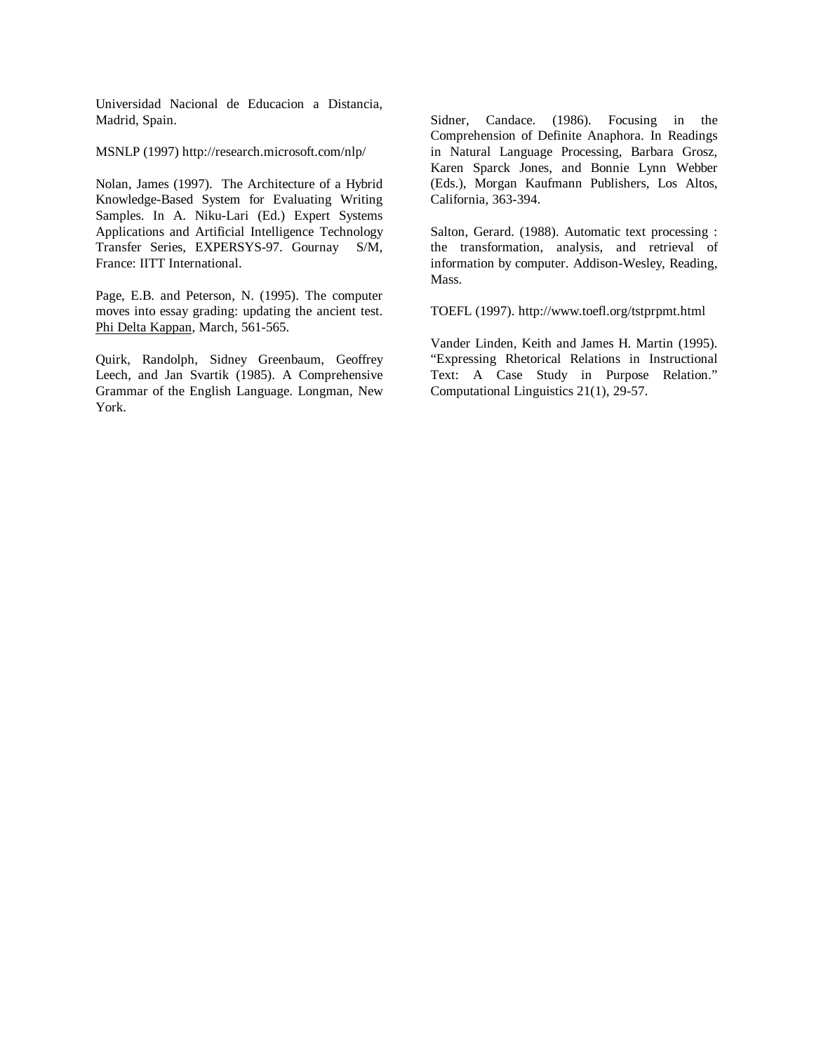Universidad Nacional de Educacion a Distancia, Madrid, Spain.

MSNLP (1997) http://research.microsoft.com/nlp/

Nolan, James (1997). The Architecture of a Hybrid Knowledge-Based System for Evaluating Writing Samples. In A. Niku-Lari (Ed.) Expert Systems Applications and Artificial Intelligence Technology Transfer Series, EXPERSYS-97. Gournay S/M, France: IITT International.

Page, E.B. and Peterson, N. (1995). The computer moves into essay grading: updating the ancient test. Phi Delta Kappan, March, 561-565.

Quirk, Randolph, Sidney Greenbaum, Geoffrey Leech, and Jan Svartik (1985). A Comprehensive Grammar of the English Language. Longman, New York.

Sidner, Candace. (1986). Focusing in the Comprehension of Definite Anaphora. In Readings in Natural Language Processing, Barbara Grosz, Karen Sparck Jones, and Bonnie Lynn Webber (Eds.), Morgan Kaufmann Publishers, Los Altos, California, 363-394.

Salton, Gerard. (1988). Automatic text processing : the transformation, analysis, and retrieval of information by computer. Addison-Wesley, Reading, Mass.

TOEFL (1997). http://www.toefl.org/tstprpmt.html

Vander Linden, Keith and James H. Martin (1995). “Expressing Rhetorical Relations in Instructional Text: A Case Study in Purpose Relation.” Computational Linguistics 21(1), 29-57.